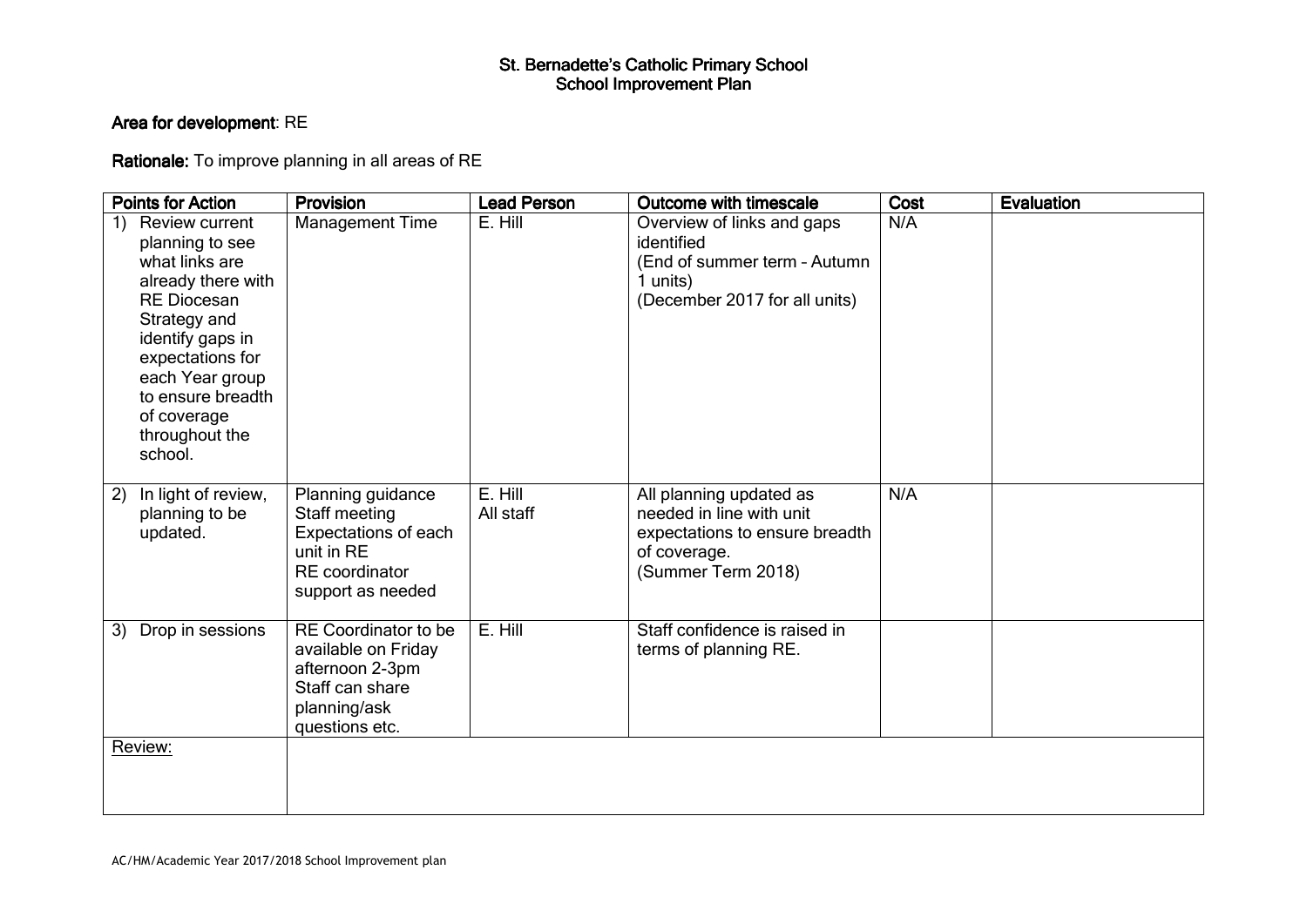# St. Bernadette's Catholic Primary School
## School Improvement Plan

**Area for development**: RE

**Rationale:** To improve planning in all areas of RE

| Points for Action | Provision | Lead Person | Outcome with timescale | Cost | Evaluation |
|---|---|---|---|---|---|
| 1) Review current planning to see what links are already there with RE Diocesan Strategy and identify gaps in expectations for each Year group to ensure breadth of coverage throughout the school. | Management Time | E. Hill | Overview of links and gaps identified (End of summer term – Autumn 1 units) (December 2017 for all units) | N/A | |
| 2) In light of review, planning to be updated. | Planning guidance Staff meeting Expectations of each unit in RE RE coordinator support as needed | E. Hill All staff | All planning updated as needed in line with unit expectations to ensure breadth of coverage. (Summer Term 2018) | N/A | |
| 3) Drop in sessions | RE Coordinator to be available on Friday afternoon 2-3pm Staff can share planning/ask questions etc. | E. Hill | Staff confidence is raised in terms of planning RE. | | |
| Review: | | | | | |

AC/HM/Academic Year 2017/2018 School Improvement plan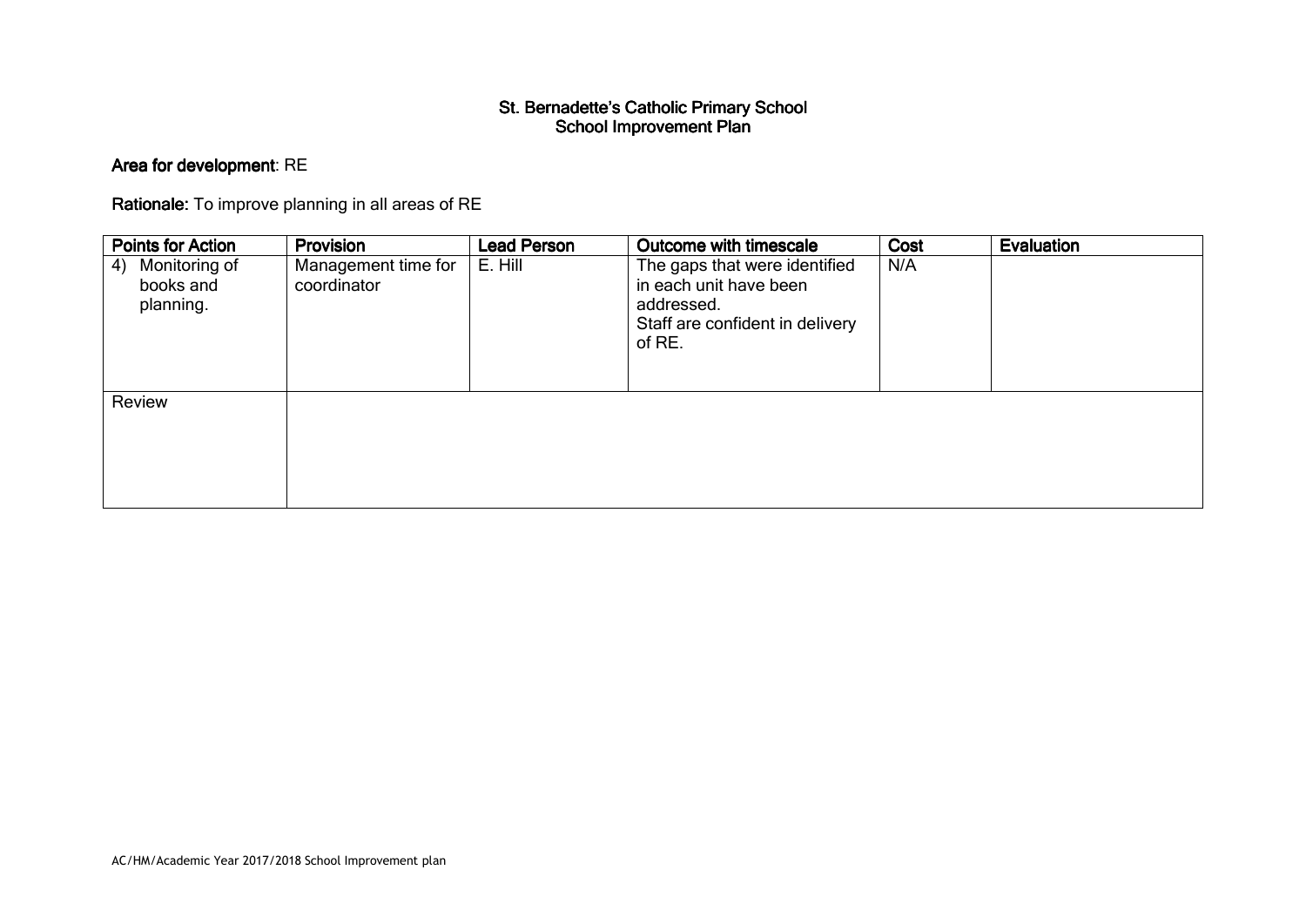St. Bernadette's Catholic Primary School
School Improvement Plan

**Area for development**: RE

**Rationale:** To improve planning in all areas of RE

| Points for Action | Provision | Lead Person | Outcome with timescale | Cost | Evaluation |
|---|---|---|---|---|---|
| 4) Monitoring of books and planning. | Management time for coordinator | E. Hill | The gaps that were identified in each unit have been addressed.<br>Staff are confident in delivery of RE. | N/A | |
| Review | | | | | |